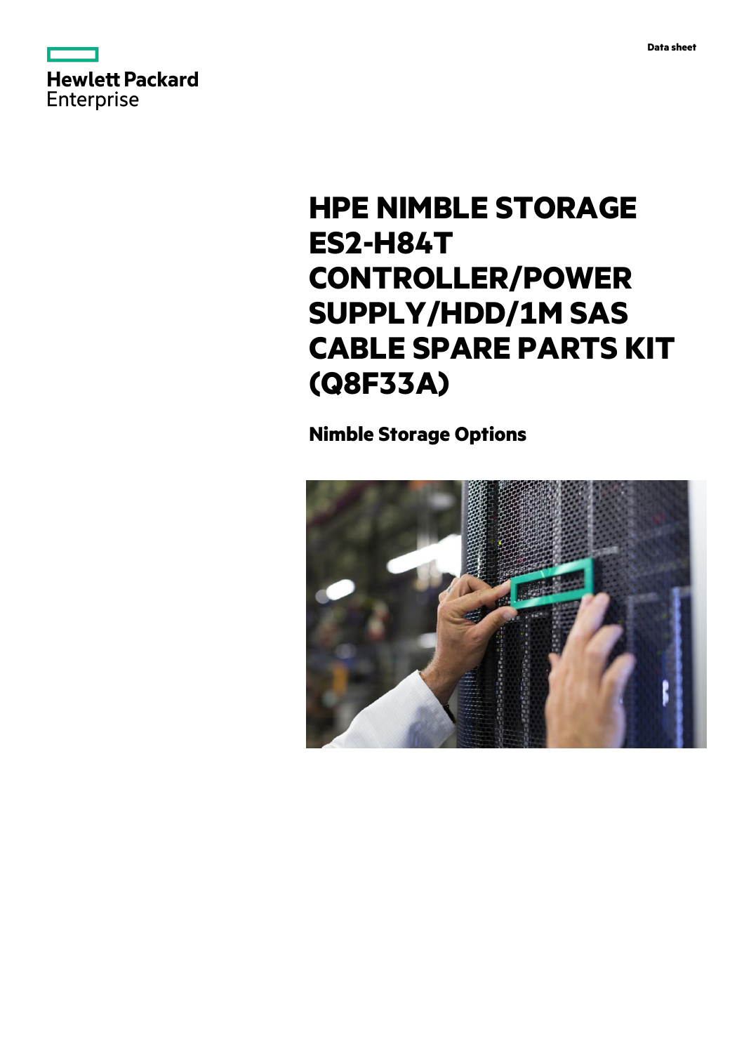Data sheet

# HPE NIMBLE STORAGE ES2-H84T CONTROLLER/POWER SUPPLY/HDD/1M SAS CABLE SPARE PARTS KIT (Q8F33A)

## Nimble Storage Options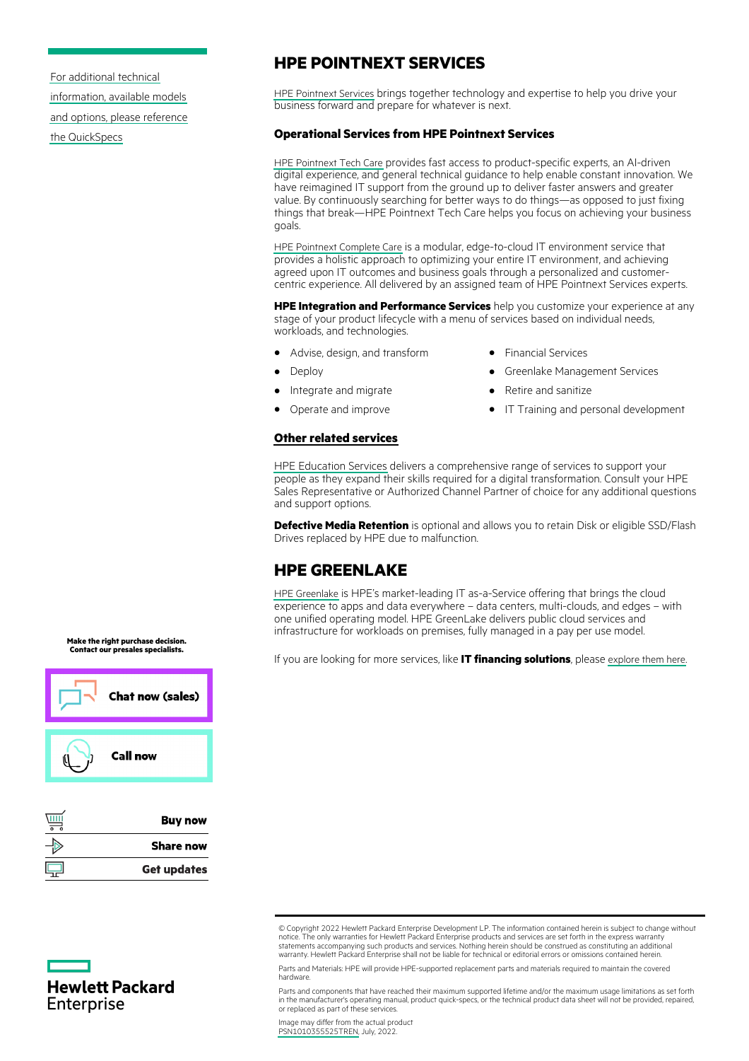For additional technical information, available models and options, please reference the QuickSpecs

## HPE POINTNEXT SERVICES

HPE Pointnext Services brings together technology and expertise to help you drive your business forward and prepare for whatever is next.

### Operational Services from HPE Pointnext Services

HPE Pointnext Tech Care provides fast access to product-specific experts, an AI-driven digital experience, and general technical guidance to help enable constant innovation. We have reimagined IT support from the ground up to deliver faster answers and greater value. By continuously searching for better ways to do things—as opposed to just fixing things that break—HPE Pointnext Tech Care helps you focus on achieving your business goals.

HPE Pointnext Complete Care is a modular, edge-to-cloud IT environment service that provides a holistic approach to optimizing your entire IT environment, and achieving agreed upon IT outcomes and business goals through a personalized and customer-centric experience. All delivered by an assigned team of HPE Pointnext Services experts.

**HPE Integration and Performance Services** help you customize your experience at any stage of your product lifecycle with a menu of services based on individual needs, workloads, and technologies.

- Advise, design, and transform
- Deploy
- Integrate and migrate
- Operate and improve
- Financial Services
- Greenlake Management Services
- Retire and sanitize
- IT Training and personal development

### Other related services

HPE Education Services delivers a comprehensive range of services to support your people as they expand their skills required for a digital transformation. Consult your HPE Sales Representative or Authorized Channel Partner of choice for any additional questions and support options.

**Defective Media Retention** is optional and allows you to retain Disk or eligible SSD/Flash Drives replaced by HPE due to malfunction.

## HPE GREENLAKE

HPE Greenlake is HPE's market-leading IT as-a-Service offering that brings the cloud experience to apps and data everywhere – data centers, multi-clouds, and edges – with one unified operating model. HPE GreenLake delivers public cloud services and infrastructure for workloads on premises, fully managed in a pay per use model.

If you are looking for more services, like **IT financing solutions**, please explore them here.

Make the right purchase decision.
Contact our presales specialists.

Chat now (sales)

Call now

Buy now

Share now

Get updates

Hewlett Packard Enterprise

© Copyright 2022 Hewlett Packard Enterprise Development LP. The information contained herein is subject to change without notice. The only warranties for Hewlett Packard Enterprise products and services are set forth in the express warranty statements accompanying such products and services. Nothing herein should be construed as constituting an additional warranty. Hewlett Packard Enterprise shall not be liable for technical or editorial errors or omissions contained herein.

Parts and Materials: HPE will provide HPE-supported replacement parts and materials required to maintain the covered hardware.

Parts and components that have reached their maximum supported lifetime and/or the maximum usage limitations as set forth in the manufacturer's operating manual, product quick-specs, or the technical product data sheet will not be provided, repaired, or replaced as part of these services.

Image may differ from the actual product
PSN1010355525TREN, July, 2022.